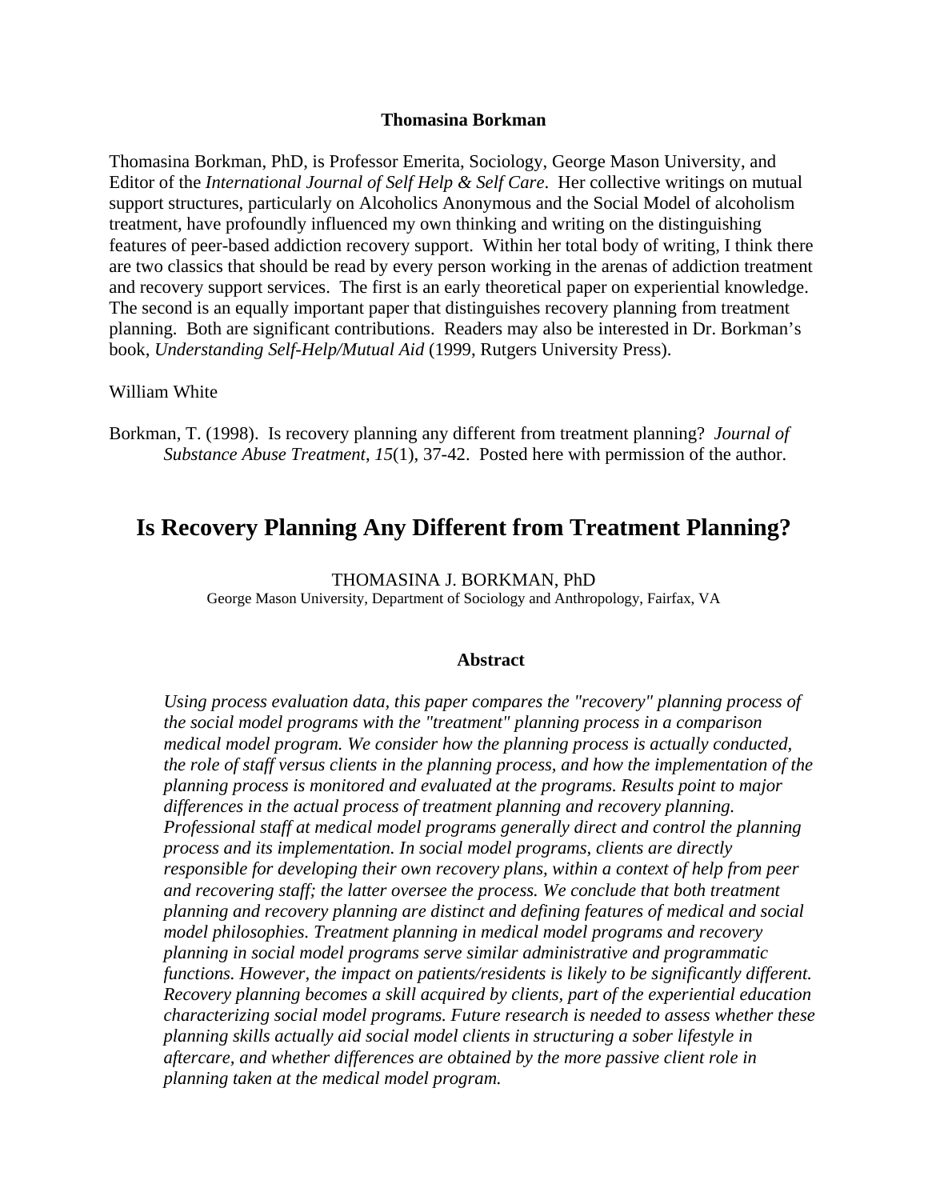**Thomasina Borkman**

Thomasina Borkman, PhD, is Professor Emerita, Sociology, George Mason University, and Editor of the *International Journal of Self Help & Self Care*. Her collective writings on mutual support structures, particularly on Alcoholics Anonymous and the Social Model of alcoholism treatment, have profoundly influenced my own thinking and writing on the distinguishing features of peer-based addiction recovery support. Within her total body of writing, I think there are two classics that should be read by every person working in the arenas of addiction treatment and recovery support services. The first is an early theoretical paper on experiential knowledge. The second is an equally important paper that distinguishes recovery planning from treatment planning. Both are significant contributions. Readers may also be interested in Dr. Borkman's book, *Understanding Self-Help/Mutual Aid* (1999, Rutgers University Press).

William White

Borkman, T. (1998). Is recovery planning any different from treatment planning? *Journal of Substance Abuse Treatment*, *15*(1), 37-42. Posted here with permission of the author.

# Is Recovery Planning Any Different from Treatment Planning?

THOMASINA J. BORKMAN, PhD

George Mason University, Department of Sociology and Anthropology, Fairfax, VA

**Abstract**

*Using process evaluation data, this paper compares the "recovery" planning process of the social model programs with the "treatment" planning process in a comparison medical model program. We consider how the planning process is actually conducted, the role of staff versus clients in the planning process, and how the implementation of the planning process is monitored and evaluated at the programs. Results point to major differences in the actual process of treatment planning and recovery planning. Professional staff at medical model programs generally direct and control the planning process and its implementation. In social model programs, clients are directly responsible for developing their own recovery plans, within a context of help from peer and recovering staff; the latter oversee the process. We conclude that both treatment planning and recovery planning are distinct and defining features of medical and social model philosophies. Treatment planning in medical model programs and recovery planning in social model programs serve similar administrative and programmatic functions. However, the impact on patients/residents is likely to be significantly different. Recovery planning becomes a skill acquired by clients, part of the experiential education characterizing social model programs. Future research is needed to assess whether these planning skills actually aid social model clients in structuring a sober lifestyle in aftercare, and whether differences are obtained by the more passive client role in planning taken at the medical model program.*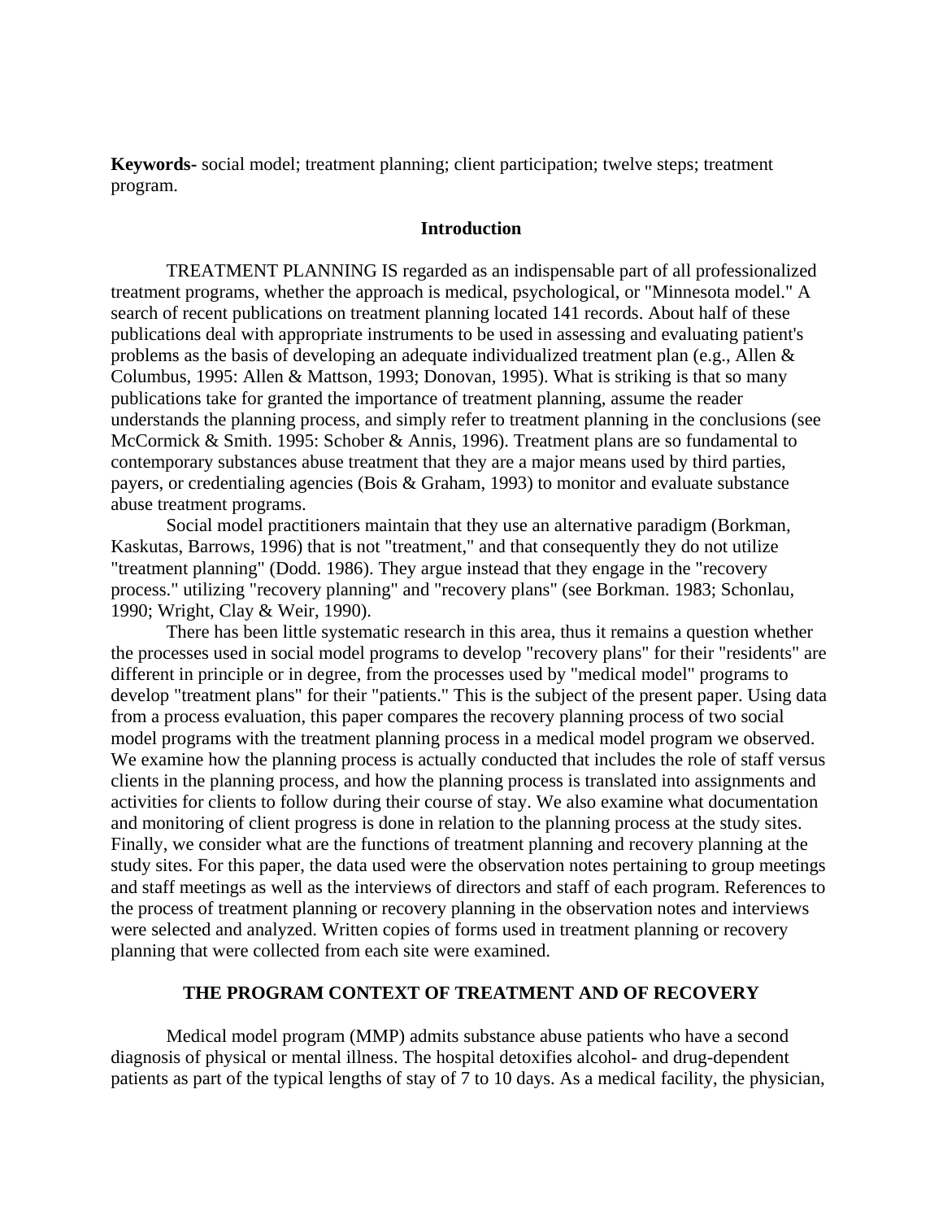**Keywords-** social model; treatment planning; client participation; twelve steps; treatment program.

## Introduction

TREATMENT PLANNING IS regarded as an indispensable part of all professionalized treatment programs, whether the approach is medical, psychological, or "Minnesota model." A search of recent publications on treatment planning located 141 records. About half of these publications deal with appropriate instruments to be used in assessing and evaluating patient's problems as the basis of developing an adequate individualized treatment plan (e.g., Allen & Columbus, 1995: Allen & Mattson, 1993; Donovan, 1995). What is striking is that so many publications take for granted the importance of treatment planning, assume the reader understands the planning process, and simply refer to treatment planning in the conclusions (see McCormick & Smith. 1995: Schober & Annis, 1996). Treatment plans are so fundamental to contemporary substances abuse treatment that they are a major means used by third parties, payers, or credentialing agencies (Bois & Graham, 1993) to monitor and evaluate substance abuse treatment programs.

Social model practitioners maintain that they use an alternative paradigm (Borkman, Kaskutas, Barrows, 1996) that is not "treatment," and that consequently they do not utilize "treatment planning" (Dodd. 1986). They argue instead that they engage in the "recovery process." utilizing "recovery planning" and "recovery plans" (see Borkman. 1983; Schonlau, 1990; Wright, Clay & Weir, 1990).

There has been little systematic research in this area, thus it remains a question whether the processes used in social model programs to develop "recovery plans" for their "residents" are different in principle or in degree, from the processes used by "medical model" programs to develop "treatment plans" for their "patients." This is the subject of the present paper. Using data from a process evaluation, this paper compares the recovery planning process of two social model programs with the treatment planning process in a medical model program we observed. We examine how the planning process is actually conducted that includes the role of staff versus clients in the planning process, and how the planning process is translated into assignments and activities for clients to follow during their course of stay. We also examine what documentation and monitoring of client progress is done in relation to the planning process at the study sites. Finally, we consider what are the functions of treatment planning and recovery planning at the study sites. For this paper, the data used were the observation notes pertaining to group meetings and staff meetings as well as the interviews of directors and staff of each program. References to the process of treatment planning or recovery planning in the observation notes and interviews were selected and analyzed. Written copies of forms used in treatment planning or recovery planning that were collected from each site were examined.

## THE PROGRAM CONTEXT OF TREATMENT AND OF RECOVERY

Medical model program (MMP) admits substance abuse patients who have a second diagnosis of physical or mental illness. The hospital detoxifies alcohol- and drug-dependent patients as part of the typical lengths of stay of 7 to 10 days. As a medical facility, the physician,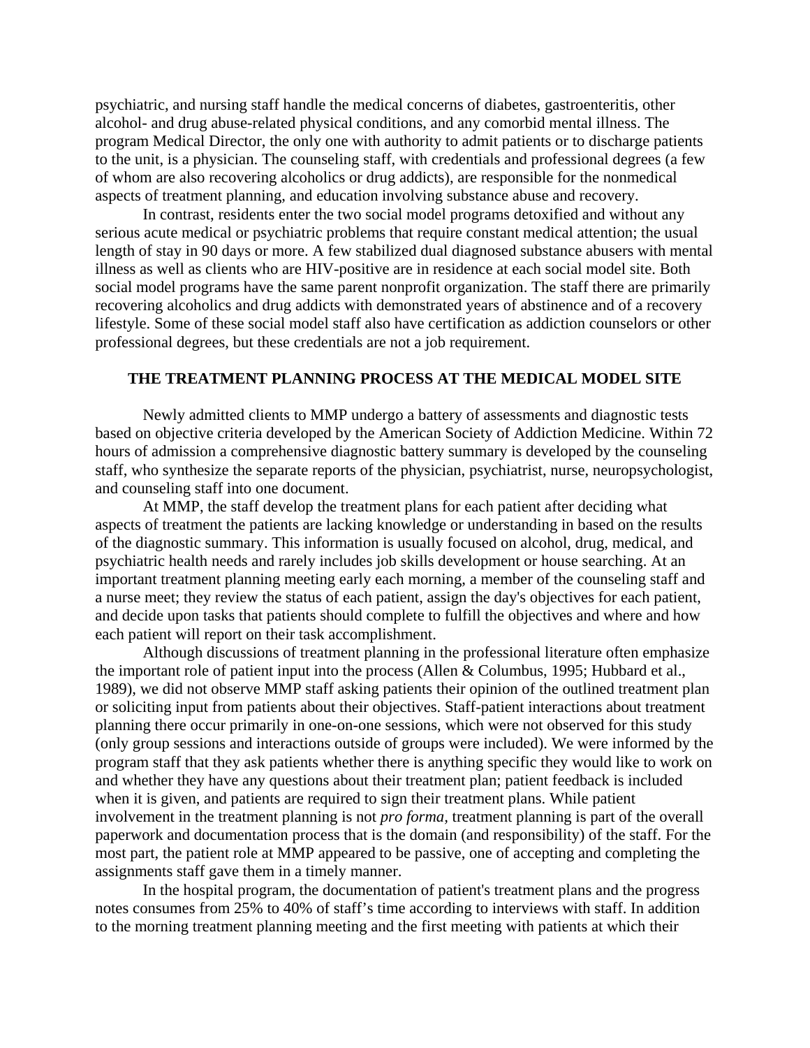psychiatric, and nursing staff handle the medical concerns of diabetes, gastroenteritis, other alcohol- and drug abuse-related physical conditions, and any comorbid mental illness. The program Medical Director, the only one with authority to admit patients or to discharge patients to the unit, is a physician. The counseling staff, with credentials and professional degrees (a few of whom are also recovering alcoholics or drug addicts), are responsible for the nonmedical aspects of treatment planning, and education involving substance abuse and recovery.

In contrast, residents enter the two social model programs detoxified and without any serious acute medical or psychiatric problems that require constant medical attention; the usual length of stay in 90 days or more. A few stabilized dual diagnosed substance abusers with mental illness as well as clients who are HIV-positive are in residence at each social model site. Both social model programs have the same parent nonprofit organization. The staff there are primarily recovering alcoholics and drug addicts with demonstrated years of abstinence and of a recovery lifestyle. Some of these social model staff also have certification as addiction counselors or other professional degrees, but these credentials are not a job requirement.

## THE TREATMENT PLANNING PROCESS AT THE MEDICAL MODEL SITE

Newly admitted clients to MMP undergo a battery of assessments and diagnostic tests based on objective criteria developed by the American Society of Addiction Medicine. Within 72 hours of admission a comprehensive diagnostic battery summary is developed by the counseling staff, who synthesize the separate reports of the physician, psychiatrist, nurse, neuropsychologist, and counseling staff into one document.

At MMP, the staff develop the treatment plans for each patient after deciding what aspects of treatment the patients are lacking knowledge or understanding in based on the results of the diagnostic summary. This information is usually focused on alcohol, drug, medical, and psychiatric health needs and rarely includes job skills development or house searching. At an important treatment planning meeting early each morning, a member of the counseling staff and a nurse meet; they review the status of each patient, assign the day's objectives for each patient, and decide upon tasks that patients should complete to fulfill the objectives and where and how each patient will report on their task accomplishment.

Although discussions of treatment planning in the professional literature often emphasize the important role of patient input into the process (Allen & Columbus, 1995; Hubbard et al., 1989), we did not observe MMP staff asking patients their opinion of the outlined treatment plan or soliciting input from patients about their objectives. Staff-patient interactions about treatment planning there occur primarily in one-on-one sessions, which were not observed for this study (only group sessions and interactions outside of groups were included). We were informed by the program staff that they ask patients whether there is anything specific they would like to work on and whether they have any questions about their treatment plan; patient feedback is included when it is given, and patients are required to sign their treatment plans. While patient involvement in the treatment planning is not *pro forma,* treatment planning is part of the overall paperwork and documentation process that is the domain (and responsibility) of the staff. For the most part, the patient role at MMP appeared to be passive, one of accepting and completing the assignments staff gave them in a timely manner.

In the hospital program, the documentation of patient's treatment plans and the progress notes consumes from 25% to 40% of staff's time according to interviews with staff. In addition to the morning treatment planning meeting and the first meeting with patients at which their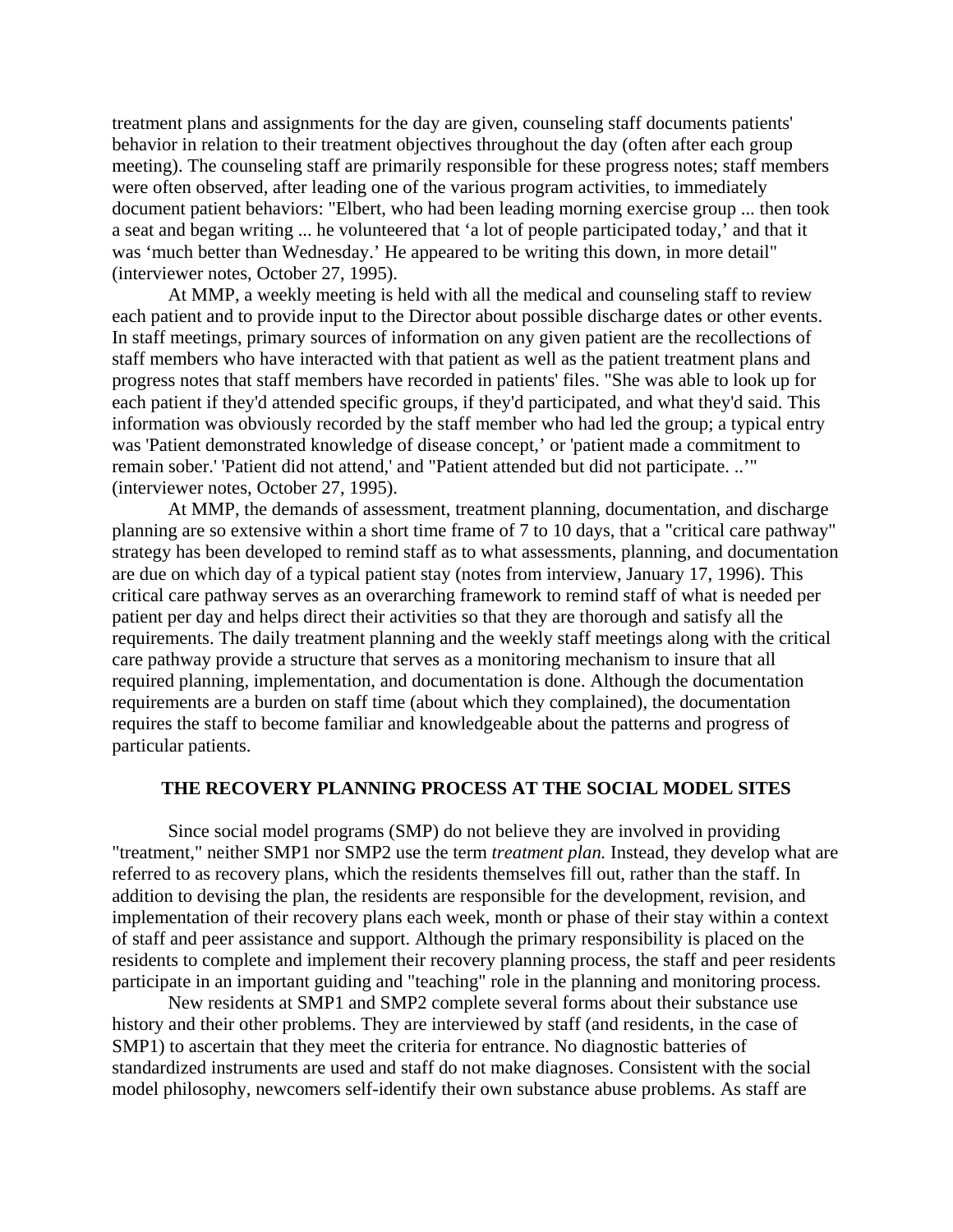treatment plans and assignments for the day are given, counseling staff documents patients' behavior in relation to their treatment objectives throughout the day (often after each group meeting). The counseling staff are primarily responsible for these progress notes; staff members were often observed, after leading one of the various program activities, to immediately document patient behaviors: "Elbert, who had been leading morning exercise group ... then took a seat and began writing ... he volunteered that 'a lot of people participated today,' and that it was 'much better than Wednesday.' He appeared to be writing this down, in more detail" (interviewer notes, October 27, 1995).

At MMP, a weekly meeting is held with all the medical and counseling staff to review each patient and to provide input to the Director about possible discharge dates or other events. In staff meetings, primary sources of information on any given patient are the recollections of staff members who have interacted with that patient as well as the patient treatment plans and progress notes that staff members have recorded in patients' files. "She was able to look up for each patient if they'd attended specific groups, if they'd participated, and what they'd said. This information was obviously recorded by the staff member who had led the group; a typical entry was 'Patient demonstrated knowledge of disease concept,' or 'patient made a commitment to remain sober.' 'Patient did not attend,' and "Patient attended but did not participate. ..'" (interviewer notes, October 27, 1995).

At MMP, the demands of assessment, treatment planning, documentation, and discharge planning are so extensive within a short time frame of 7 to 10 days, that a "critical care pathway" strategy has been developed to remind staff as to what assessments, planning, and documentation are due on which day of a typical patient stay (notes from interview, January 17, 1996). This critical care pathway serves as an overarching framework to remind staff of what is needed per patient per day and helps direct their activities so that they are thorough and satisfy all the requirements. The daily treatment planning and the weekly staff meetings along with the critical care pathway provide a structure that serves as a monitoring mechanism to insure that all required planning, implementation, and documentation is done. Although the documentation requirements are a burden on staff time (about which they complained), the documentation requires the staff to become familiar and knowledgeable about the patterns and progress of particular patients.

## THE RECOVERY PLANNING PROCESS AT THE SOCIAL MODEL SITES

Since social model programs (SMP) do not believe they are involved in providing "treatment," neither SMP1 nor SMP2 use the term *treatment plan.* Instead, they develop what are referred to as recovery plans, which the residents themselves fill out, rather than the staff. In addition to devising the plan, the residents are responsible for the development, revision, and implementation of their recovery plans each week, month or phase of their stay within a context of staff and peer assistance and support. Although the primary responsibility is placed on the residents to complete and implement their recovery planning process, the staff and peer residents participate in an important guiding and "teaching" role in the planning and monitoring process.

New residents at SMP1 and SMP2 complete several forms about their substance use history and their other problems. They are interviewed by staff (and residents, in the case of SMP1) to ascertain that they meet the criteria for entrance. No diagnostic batteries of standardized instruments are used and staff do not make diagnoses. Consistent with the social model philosophy, newcomers self-identify their own substance abuse problems. As staff are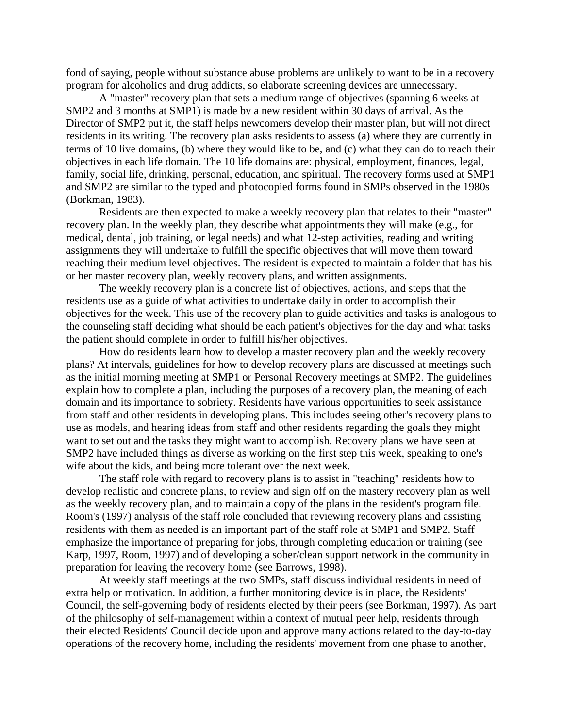fond of saying, people without substance abuse problems are unlikely to want to be in a recovery program for alcoholics and drug addicts, so elaborate screening devices are unnecessary.

A "master" recovery plan that sets a medium range of objectives (spanning 6 weeks at SMP2 and 3 months at SMP1) is made by a new resident within 30 days of arrival. As the Director of SMP2 put it, the staff helps newcomers develop their master plan, but will not direct residents in its writing. The recovery plan asks residents to assess (a) where they are currently in terms of 10 live domains, (b) where they would like to be, and (c) what they can do to reach their objectives in each life domain. The 10 life domains are: physical, employment, finances, legal, family, social life, drinking, personal, education, and spiritual. The recovery forms used at SMP1 and SMP2 are similar to the typed and photocopied forms found in SMPs observed in the 1980s (Borkman, 1983).

Residents are then expected to make a weekly recovery plan that relates to their "master" recovery plan. In the weekly plan, they describe what appointments they will make (e.g., for medical, dental, job training, or legal needs) and what 12-step activities, reading and writing assignments they will undertake to fulfill the specific objectives that will move them toward reaching their medium level objectives. The resident is expected to maintain a folder that has his or her master recovery plan, weekly recovery plans, and written assignments.

The weekly recovery plan is a concrete list of objectives, actions, and steps that the residents use as a guide of what activities to undertake daily in order to accomplish their objectives for the week. This use of the recovery plan to guide activities and tasks is analogous to the counseling staff deciding what should be each patient's objectives for the day and what tasks the patient should complete in order to fulfill his/her objectives.

How do residents learn how to develop a master recovery plan and the weekly recovery plans? At intervals, guidelines for how to develop recovery plans are discussed at meetings such as the initial morning meeting at SMP1 or Personal Recovery meetings at SMP2. The guidelines explain how to complete a plan, including the purposes of a recovery plan, the meaning of each domain and its importance to sobriety. Residents have various opportunities to seek assistance from staff and other residents in developing plans. This includes seeing other's recovery plans to use as models, and hearing ideas from staff and other residents regarding the goals they might want to set out and the tasks they might want to accomplish. Recovery plans we have seen at SMP2 have included things as diverse as working on the first step this week, speaking to one's wife about the kids, and being more tolerant over the next week.

The staff role with regard to recovery plans is to assist in "teaching" residents how to develop realistic and concrete plans, to review and sign off on the mastery recovery plan as well as the weekly recovery plan, and to maintain a copy of the plans in the resident's program file. Room's (1997) analysis of the staff role concluded that reviewing recovery plans and assisting residents with them as needed is an important part of the staff role at SMP1 and SMP2. Staff emphasize the importance of preparing for jobs, through completing education or training (see Karp, 1997, Room, 1997) and of developing a sober/clean support network in the community in preparation for leaving the recovery home (see Barrows, 1998).

At weekly staff meetings at the two SMPs, staff discuss individual residents in need of extra help or motivation. In addition, a further monitoring device is in place, the Residents' Council, the self-governing body of residents elected by their peers (see Borkman, 1997). As part of the philosophy of self-management within a context of mutual peer help, residents through their elected Residents' Council decide upon and approve many actions related to the day-to-day operations of the recovery home, including the residents' movement from one phase to another,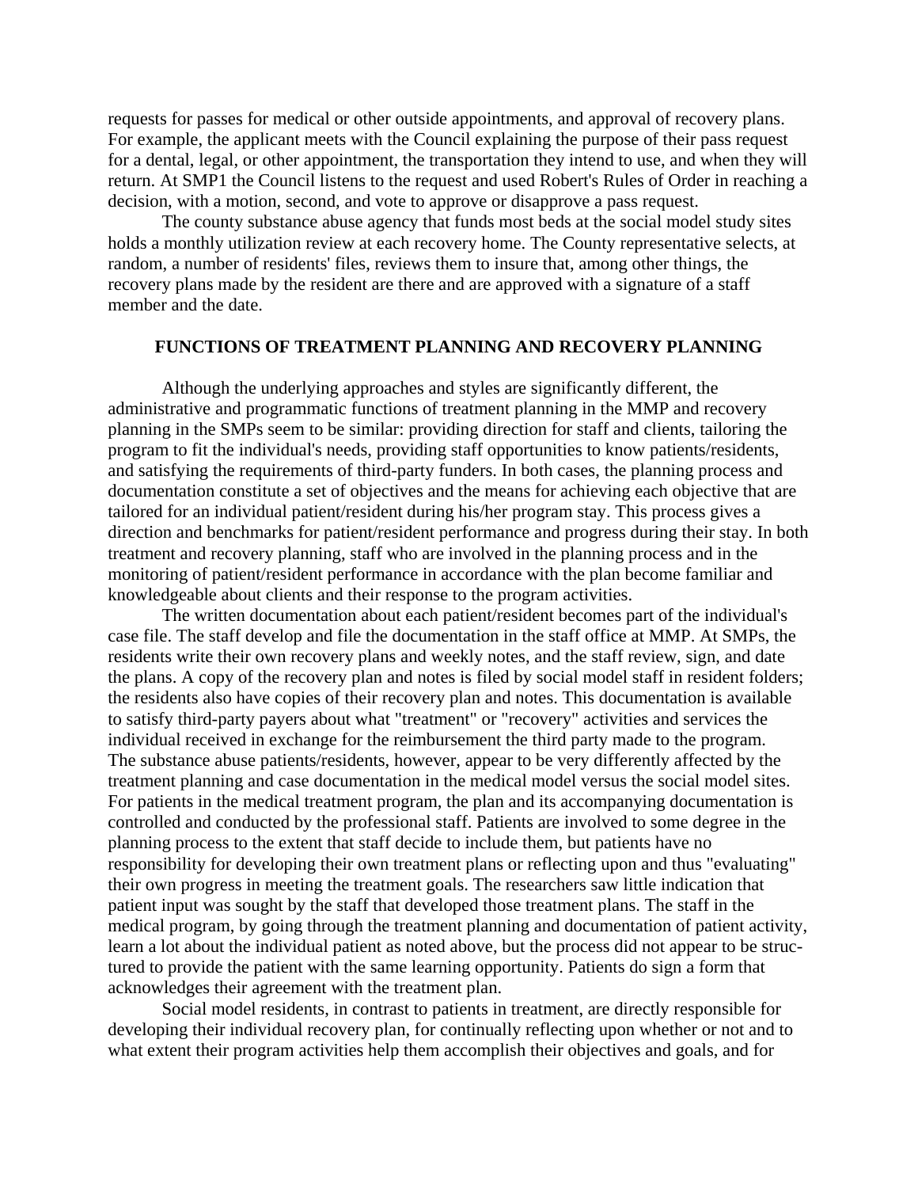requests for passes for medical or other outside appointments, and approval of recovery plans. For example, the applicant meets with the Council explaining the purpose of their pass request for a dental, legal, or other appointment, the transportation they intend to use, and when they will return. At SMP1 the Council listens to the request and used Robert's Rules of Order in reaching a decision, with a motion, second, and vote to approve or disapprove a pass request.

The county substance abuse agency that funds most beds at the social model study sites holds a monthly utilization review at each recovery home. The County representative selects, at random, a number of residents' files, reviews them to insure that, among other things, the recovery plans made by the resident are there and are approved with a signature of a staff member and the date.

## FUNCTIONS OF TREATMENT PLANNING AND RECOVERY PLANNING

Although the underlying approaches and styles are significantly different, the administrative and programmatic functions of treatment planning in the MMP and recovery planning in the SMPs seem to be similar: providing direction for staff and clients, tailoring the program to fit the individual's needs, providing staff opportunities to know patients/residents, and satisfying the requirements of third-party funders. In both cases, the planning process and documentation constitute a set of objectives and the means for achieving each objective that are tailored for an individual patient/resident during his/her program stay. This process gives a direction and benchmarks for patient/resident performance and progress during their stay. In both treatment and recovery planning, staff who are involved in the planning process and in the monitoring of patient/resident performance in accordance with the plan become familiar and knowledgeable about clients and their response to the program activities.

The written documentation about each patient/resident becomes part of the individual's case file. The staff develop and file the documentation in the staff office at MMP. At SMPs, the residents write their own recovery plans and weekly notes, and the staff review, sign, and date the plans. A copy of the recovery plan and notes is filed by social model staff in resident folders; the residents also have copies of their recovery plan and notes. This documentation is available to satisfy third-party payers about what "treatment" or "recovery" activities and services the individual received in exchange for the reimbursement the third party made to the program. The substance abuse patients/residents, however, appear to be very differently affected by the treatment planning and case documentation in the medical model versus the social model sites. For patients in the medical treatment program, the plan and its accompanying documentation is controlled and conducted by the professional staff. Patients are involved to some degree in the planning process to the extent that staff decide to include them, but patients have no responsibility for developing their own treatment plans or reflecting upon and thus "evaluating" their own progress in meeting the treatment goals. The researchers saw little indication that patient input was sought by the staff that developed those treatment plans. The staff in the medical program, by going through the treatment planning and documentation of patient activity, learn a lot about the individual patient as noted above, but the process did not appear to be structured to provide the patient with the same learning opportunity. Patients do sign a form that acknowledges their agreement with the treatment plan.

Social model residents, in contrast to patients in treatment, are directly responsible for developing their individual recovery plan, for continually reflecting upon whether or not and to what extent their program activities help them accomplish their objectives and goals, and for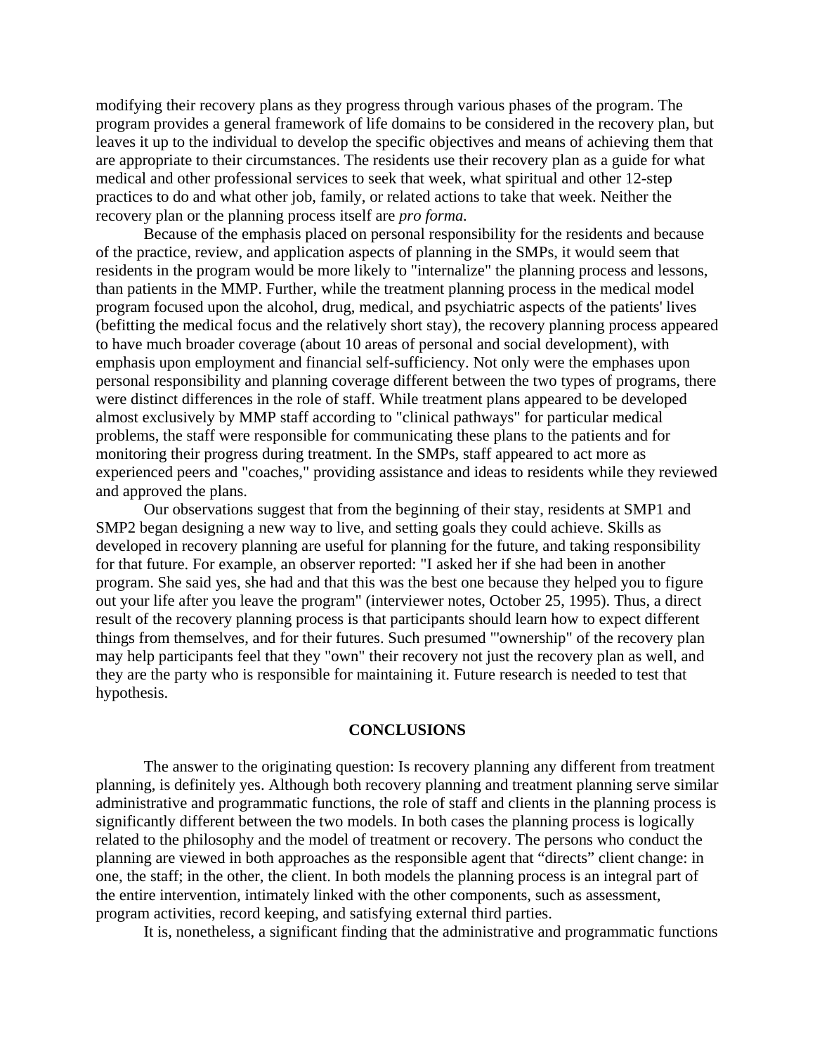modifying their recovery plans as they progress through various phases of the program. The program provides a general framework of life domains to be considered in the recovery plan, but leaves it up to the individual to develop the specific objectives and means of achieving them that are appropriate to their circumstances. The residents use their recovery plan as a guide for what medical and other professional services to seek that week, what spiritual and other 12-step practices to do and what other job, family, or related actions to take that week. Neither the recovery plan or the planning process itself are *pro forma.*

Because of the emphasis placed on personal responsibility for the residents and because of the practice, review, and application aspects of planning in the SMPs, it would seem that residents in the program would be more likely to "internalize" the planning process and lessons, than patients in the MMP. Further, while the treatment planning process in the medical model program focused upon the alcohol, drug, medical, and psychiatric aspects of the patients' lives (befitting the medical focus and the relatively short stay), the recovery planning process appeared to have much broader coverage (about 10 areas of personal and social development), with emphasis upon employment and financial self-sufficiency. Not only were the emphases upon personal responsibility and planning coverage different between the two types of programs, there were distinct differences in the role of staff. While treatment plans appeared to be developed almost exclusively by MMP staff according to "clinical pathways" for particular medical problems, the staff were responsible for communicating these plans to the patients and for monitoring their progress during treatment. In the SMPs, staff appeared to act more as experienced peers and "coaches," providing assistance and ideas to residents while they reviewed and approved the plans.

Our observations suggest that from the beginning of their stay, residents at SMP1 and SMP2 began designing a new way to live, and setting goals they could achieve. Skills as developed in recovery planning are useful for planning for the future, and taking responsibility for that future. For example, an observer reported: "I asked her if she had been in another program. She said yes, she had and that this was the best one because they helped you to figure out your life after you leave the program" (interviewer notes, October 25, 1995). Thus, a direct result of the recovery planning process is that participants should learn how to expect different things from themselves, and for their futures. Such presumed "'ownership" of the recovery plan may help participants feel that they "own" their recovery not just the recovery plan as well, and they are the party who is responsible for maintaining it. Future research is needed to test that hypothesis.

## CONCLUSIONS

The answer to the originating question: Is recovery planning any different from treatment planning, is definitely yes. Although both recovery planning and treatment planning serve similar administrative and programmatic functions, the role of staff and clients in the planning process is significantly different between the two models. In both cases the planning process is logically related to the philosophy and the model of treatment or recovery. The persons who conduct the planning are viewed in both approaches as the responsible agent that "directs" client change: in one, the staff; in the other, the client. In both models the planning process is an integral part of the entire intervention, intimately linked with the other components, such as assessment, program activities, record keeping, and satisfying external third parties.

It is, nonetheless, a significant finding that the administrative and programmatic functions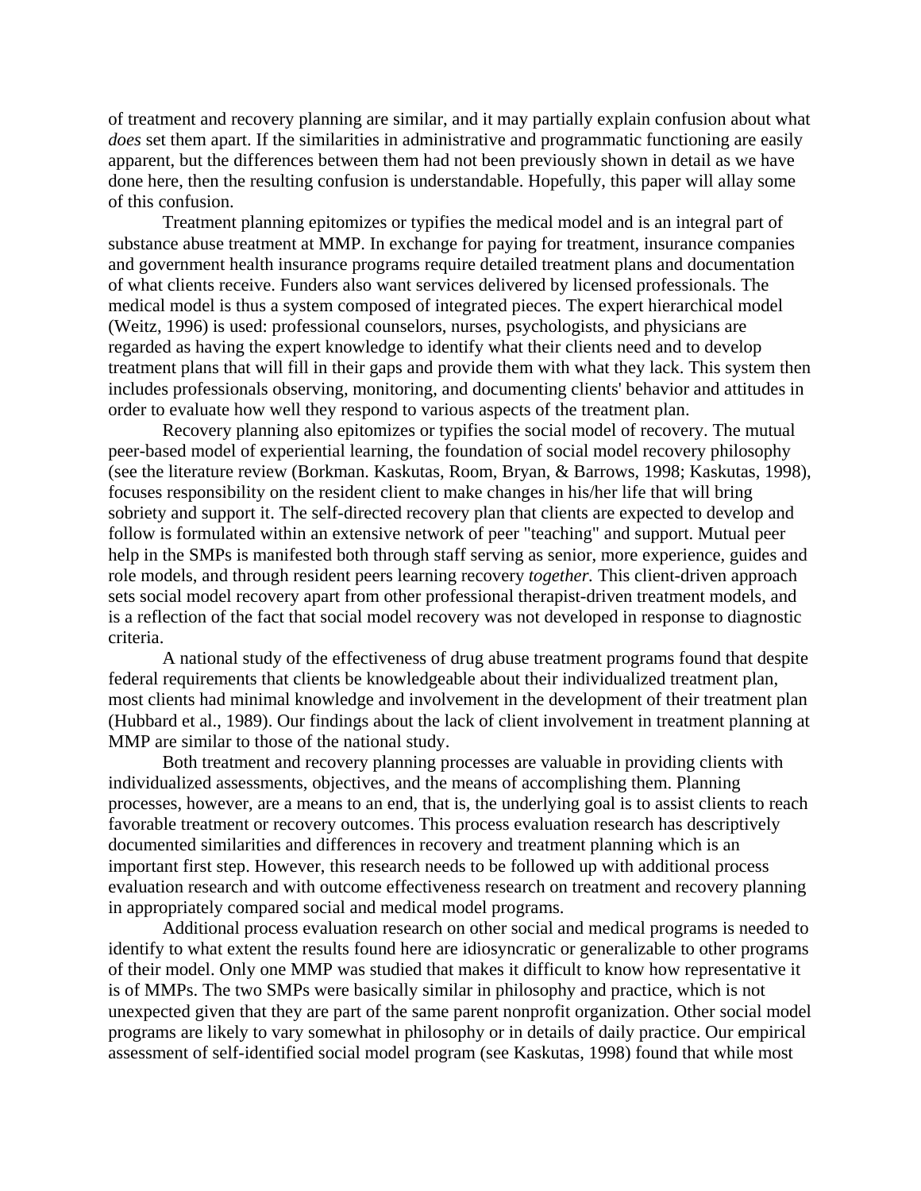of treatment and recovery planning are similar, and it may partially explain confusion about what *does* set them apart. If the similarities in administrative and programmatic functioning are easily apparent, but the differences between them had not been previously shown in detail as we have done here, then the resulting confusion is understandable. Hopefully, this paper will allay some of this confusion.

Treatment planning epitomizes or typifies the medical model and is an integral part of substance abuse treatment at MMP. In exchange for paying for treatment, insurance companies and government health insurance programs require detailed treatment plans and documentation of what clients receive. Funders also want services delivered by licensed professionals. The medical model is thus a system composed of integrated pieces. The expert hierarchical model (Weitz, 1996) is used: professional counselors, nurses, psychologists, and physicians are regarded as having the expert knowledge to identify what their clients need and to develop treatment plans that will fill in their gaps and provide them with what they lack. This system then includes professionals observing, monitoring, and documenting clients' behavior and attitudes in order to evaluate how well they respond to various aspects of the treatment plan.

Recovery planning also epitomizes or typifies the social model of recovery. The mutual peer-based model of experiential learning, the foundation of social model recovery philosophy (see the literature review (Borkman. Kaskutas, Room, Bryan, & Barrows, 1998; Kaskutas, 1998), focuses responsibility on the resident client to make changes in his/her life that will bring sobriety and support it. The self-directed recovery plan that clients are expected to develop and follow is formulated within an extensive network of peer "teaching" and support. Mutual peer help in the SMPs is manifested both through staff serving as senior, more experience, guides and role models, and through resident peers learning recovery *together.* This client-driven approach sets social model recovery apart from other professional therapist-driven treatment models, and is a reflection of the fact that social model recovery was not developed in response to diagnostic criteria.

A national study of the effectiveness of drug abuse treatment programs found that despite federal requirements that clients be knowledgeable about their individualized treatment plan, most clients had minimal knowledge and involvement in the development of their treatment plan (Hubbard et al., 1989). Our findings about the lack of client involvement in treatment planning at MMP are similar to those of the national study.

Both treatment and recovery planning processes are valuable in providing clients with individualized assessments, objectives, and the means of accomplishing them. Planning processes, however, are a means to an end, that is, the underlying goal is to assist clients to reach favorable treatment or recovery outcomes. This process evaluation research has descriptively documented similarities and differences in recovery and treatment planning which is an important first step. However, this research needs to be followed up with additional process evaluation research and with outcome effectiveness research on treatment and recovery planning in appropriately compared social and medical model programs.

Additional process evaluation research on other social and medical programs is needed to identify to what extent the results found here are idiosyncratic or generalizable to other programs of their model. Only one MMP was studied that makes it difficult to know how representative it is of MMPs. The two SMPs were basically similar in philosophy and practice, which is not unexpected given that they are part of the same parent nonprofit organization. Other social model programs are likely to vary somewhat in philosophy or in details of daily practice. Our empirical assessment of self-identified social model program (see Kaskutas, 1998) found that while most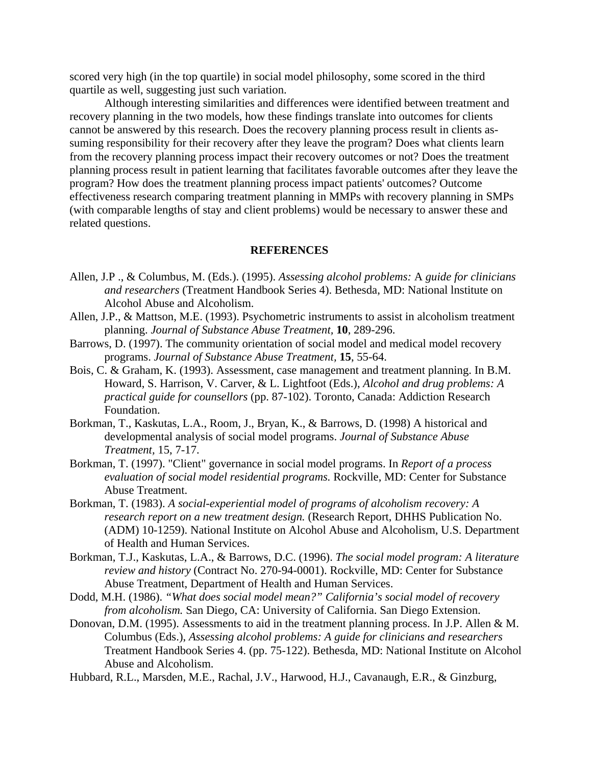scored very high (in the top quartile) in social model philosophy, some scored in the third quartile as well, suggesting just such variation.

Although interesting similarities and differences were identified between treatment and recovery planning in the two models, how these findings translate into outcomes for clients cannot be answered by this research. Does the recovery planning process result in clients assuming responsibility for their recovery after they leave the program? Does what clients learn from the recovery planning process impact their recovery outcomes or not? Does the treatment planning process result in patient learning that facilitates favorable outcomes after they leave the program? How does the treatment planning process impact patients' outcomes? Outcome effectiveness research comparing treatment planning in MMPs with recovery planning in SMPs (with comparable lengths of stay and client problems) would be necessary to answer these and related questions.

## REFERENCES

Allen, J.P ., & Columbus, M. (Eds.). (1995). *Assessing alcohol problems:* A *guide for clinicians and researchers* (Treatment Handbook Series 4). Bethesda, MD: National lnstitute on Alcohol Abuse and Alcoholism.

Allen, J.P., & Mattson, M.E. (1993). Psychometric instruments to assist in alcoholism treatment planning. *Journal of Substance Abuse Treatment,* **10**, 289-296.

Barrows, D. (1997). The community orientation of social model and medical model recovery programs. *Journal of Substance Abuse Treatment,* **15**, 55-64.

Bois, C. & Graham, K. (1993). Assessment, case management and treatment planning. In B.M. Howard, S. Harrison, V. Carver, & L. Lightfoot (Eds.), *Alcohol and drug problems: A practical guide for counsellors* (pp. 87-102). Toronto, Canada: Addiction Research Foundation.

Borkman, T., Kaskutas, L.A., Room, J., Bryan, K., & Barrows, D. (1998) A historical and developmental analysis of social model programs. *Journal of Substance Abuse Treatment,* 15, 7-17.

Borkman, T. (1997). "Client" governance in social model programs. In *Report of a process evaluation of social model residential programs.* Rockville, MD: Center for Substance Abuse Treatment.

Borkman, T. (1983). *A social-experiential model of programs of alcoholism recovery: A research report on a new treatment design.* (Research Report, DHHS Publication No. (ADM) 10-1259). National Institute on Alcohol Abuse and Alcoholism, U.S. Department of Health and Human Services.

Borkman, T.J., Kaskutas, L.A., & Barrows, D.C. (1996). *The social model program: A literature review and history* (Contract No. 270-94-0001). Rockville, MD: Center for Substance Abuse Treatment, Department of Health and Human Services.

Dodd, M.H. (1986). *"What does social model mean?" California's social model of recovery from alcoholism.* San Diego, CA: University of California. San Diego Extension.

Donovan, D.M. (1995). Assessments to aid in the treatment planning process. In J.P. Allen & M. Columbus (Eds.), *Assessing alcohol problems: A guide for clinicians and researchers* Treatment Handbook Series 4. (pp. 75-122). Bethesda, MD: National Institute on Alcohol Abuse and Alcoholism.

Hubbard, R.L., Marsden, M.E., Rachal, J.V., Harwood, H.J., Cavanaugh, E.R., & Ginzburg,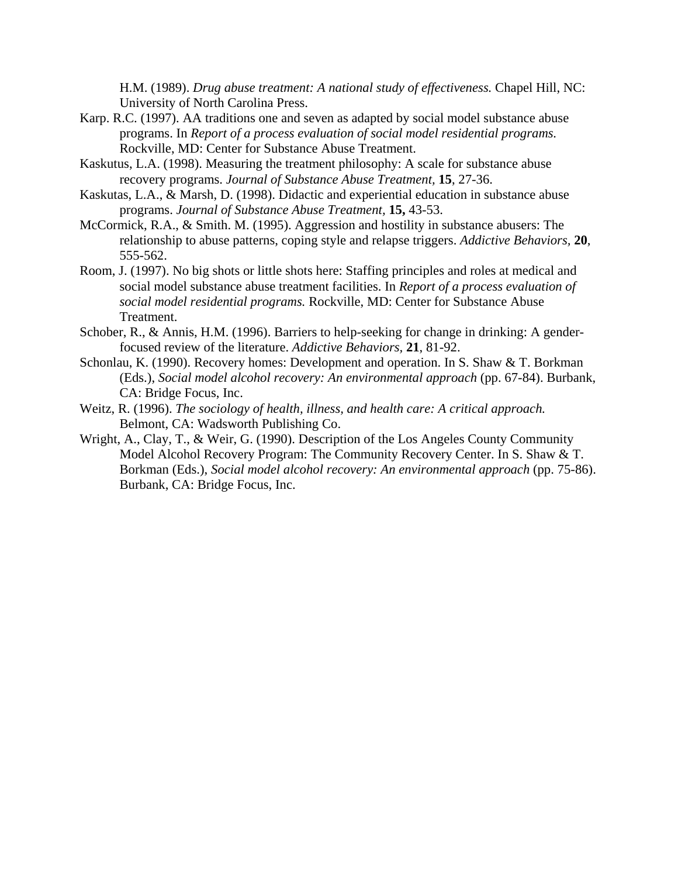H.M. (1989). *Drug abuse treatment: A national study of effectiveness.* Chapel Hill, NC: University of North Carolina Press.

Karp. R.C. (1997). AA traditions one and seven as adapted by social model substance abuse programs. In *Report of a process evaluation of social model residential programs.* Rockville, MD: Center for Substance Abuse Treatment.

Kaskutus, L.A. (1998). Measuring the treatment philosophy: A scale for substance abuse recovery programs. *Journal of Substance Abuse Treatment,* **15**, 27-36.

Kaskutas, L.A., & Marsh, D. (1998). Didactic and experiential education in substance abuse programs. *Journal of Substance Abuse Treatment*, **15,** 43-53.

McCormick, R.A., & Smith. M. (1995). Aggression and hostility in substance abusers: The relationship to abuse patterns, coping style and relapse triggers. *Addictive Behaviors*, **20**, 555-562.

Room, J. (1997). No big shots or little shots here: Staffing principles and roles at medical and social model substance abuse treatment facilities. In *Report of a process evaluation of social model residential programs.* Rockville, MD: Center for Substance Abuse Treatment.

Schober, R., & Annis, H.M. (1996). Barriers to help-seeking for change in drinking: A gender-focused review of the literature. *Addictive Behaviors,* **21**, 81-92.

Schonlau, K. (1990). Recovery homes: Development and operation. In S. Shaw & T. Borkman (Eds.), *Social model alcohol recovery: An environmental approach* (pp. 67-84). Burbank, CA: Bridge Focus, Inc.

Weitz, R. (1996). *The sociology of health, illness, and health care: A critical approach.* Belmont, CA: Wadsworth Publishing Co.

Wright, A., Clay, T., & Weir, G. (1990). Description of the Los Angeles County Community Model Alcohol Recovery Program: The Community Recovery Center. In S. Shaw & T. Borkman (Eds.), *Social model alcohol recovery: An environmental approach* (pp. 75-86). Burbank, CA: Bridge Focus, Inc.